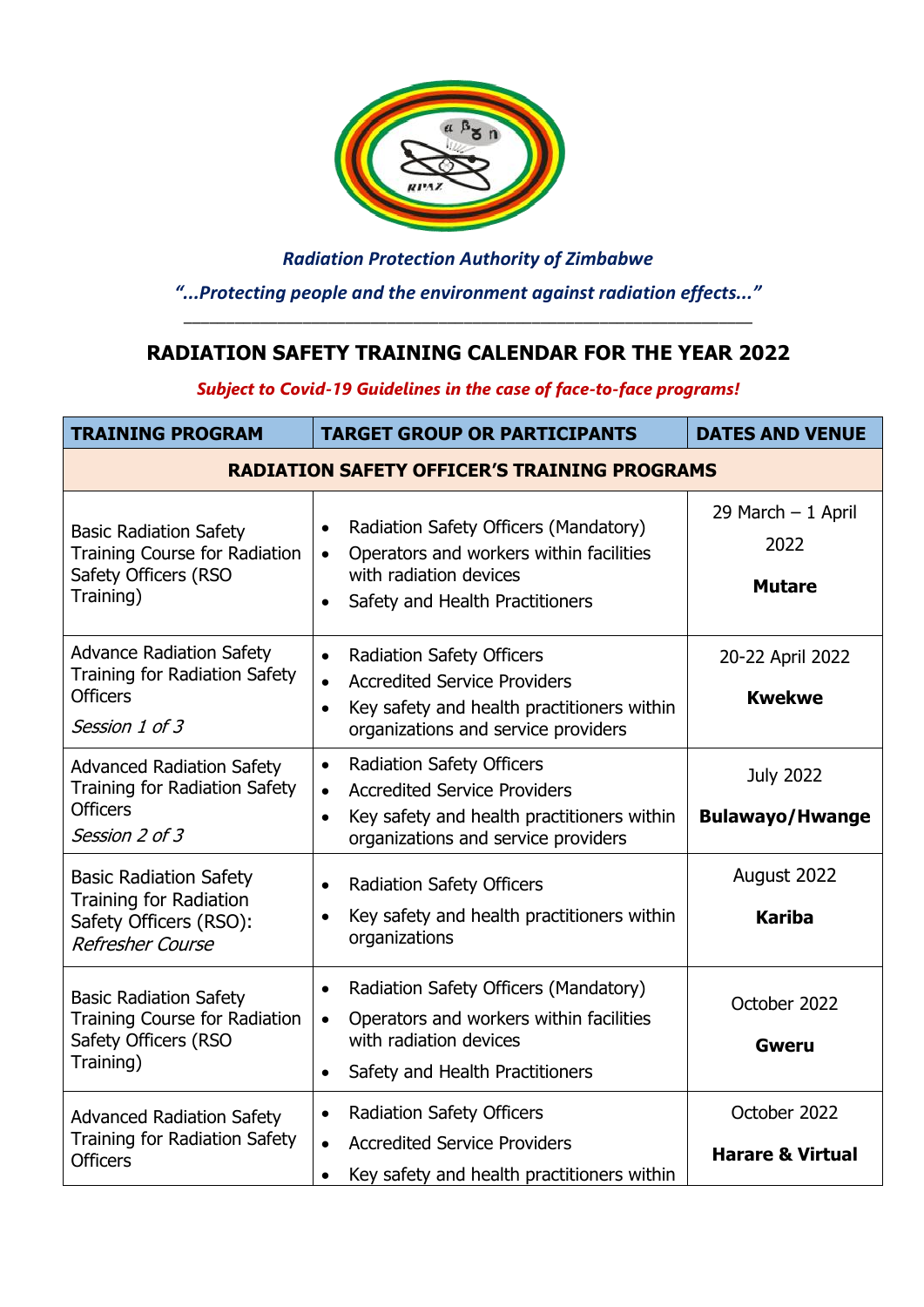*Radiation Protection Authority of Zimbabwe*

*"...Protecting people and the environment against radiation effects..."*

## RADIATION SAFETY TRAINING CALENDAR FOR THE YEAR 2022

***Subject to Covid-19 Guidelines in the case of face-to-face programs!***

| TRAINING PROGRAM | TARGET GROUP OR PARTICIPANTS | DATES AND VENUE |
|---|---|---|
| **RADIATION SAFETY OFFICER'S TRAINING PROGRAMS** | | |
| Basic Radiation Safety Training Course for Radiation Safety Officers (RSO Training) | • Radiation Safety Officers (Mandatory)<br>• Operators and workers within facilities with radiation devices<br>• Safety and Health Practitioners | 29 March – 1 April 2022<br>**Mutare** |
| Advance Radiation Safety Training for Radiation Safety Officers<br>*Session 1 of 3* | • Radiation Safety Officers<br>• Accredited Service Providers<br>• Key safety and health practitioners within organizations and service providers | 20-22 April 2022<br>**Kwekwe** |
| Advanced Radiation Safety Training for Radiation Safety Officers<br>*Session 2 of 3* | • Radiation Safety Officers<br>• Accredited Service Providers<br>• Key safety and health practitioners within organizations and service providers | July 2022<br>**Bulawayo/Hwange** |
| Basic Radiation Safety Training for Radiation Safety Officers (RSO): *Refresher Course* | • Radiation Safety Officers<br>• Key safety and health practitioners within organizations | August 2022<br>**Kariba** |
| Basic Radiation Safety Training Course for Radiation Safety Officers (RSO Training) | • Radiation Safety Officers (Mandatory)<br>• Operators and workers within facilities with radiation devices<br>• Safety and Health Practitioners | October 2022<br>**Gweru** |
| Advanced Radiation Safety Training for Radiation Safety Officers | • Radiation Safety Officers<br>• Accredited Service Providers<br>• Key safety and health practitioners within | October 2022<br>**Harare & Virtual** |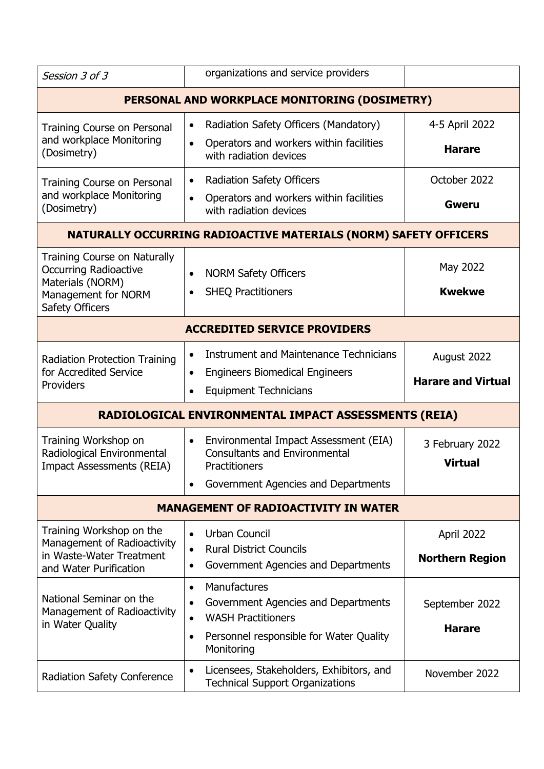| *Session 3 of 3* | organizations and service providers | |
|---|---|---|
| **PERSONAL AND WORKPLACE MONITORING (DOSIMETRY)** | | |
| Training Course on Personal and workplace Monitoring (Dosimetry) | • Radiation Safety Officers (Mandatory)<br>• Operators and workers within facilities with radiation devices | 4-5 April 2022<br>**Harare** |
| Training Course on Personal and workplace Monitoring (Dosimetry) | • Radiation Safety Officers<br>• Operators and workers within facilities with radiation devices | October 2022<br>**Gweru** |
| **NATURALLY OCCURRING RADIOACTIVE MATERIALS (NORM) SAFETY OFFICERS** | | |
| Training Course on Naturally Occurring Radioactive Materials (NORM) Management for NORM Safety Officers | • NORM Safety Officers<br>• SHEQ Practitioners | May 2022<br>**Kwekwe** |
| **ACCREDITED SERVICE PROVIDERS** | | |
| Radiation Protection Training for Accredited Service Providers | • Instrument and Maintenance Technicians<br>• Engineers Biomedical Engineers<br>• Equipment Technicians | August 2022<br>**Harare and Virtual** |
| **RADIOLOGICAL ENVIRONMENTAL IMPACT ASSESSMENTS (REIA)** | | |
| Training Workshop on Radiological Environmental Impact Assessments (REIA) | • Environmental Impact Assessment (EIA) Consultants and Environmental Practitioners<br>• Government Agencies and Departments | 3 February 2022<br>**Virtual** |
| **MANAGEMENT OF RADIOACTIVITY IN WATER** | | |
| Training Workshop on the Management of Radioactivity in Waste-Water Treatment and Water Purification | • Urban Council<br>• Rural District Councils<br>• Government Agencies and Departments | April 2022<br>**Northern Region** |
| National Seminar on the Management of Radioactivity in Water Quality | • Manufactures<br>• Government Agencies and Departments<br>• WASH Practitioners<br>• Personnel responsible for Water Quality Monitoring | September 2022<br>**Harare** |
| Radiation Safety Conference | • Licensees, Stakeholders, Exhibitors, and Technical Support Organizations | November 2022 |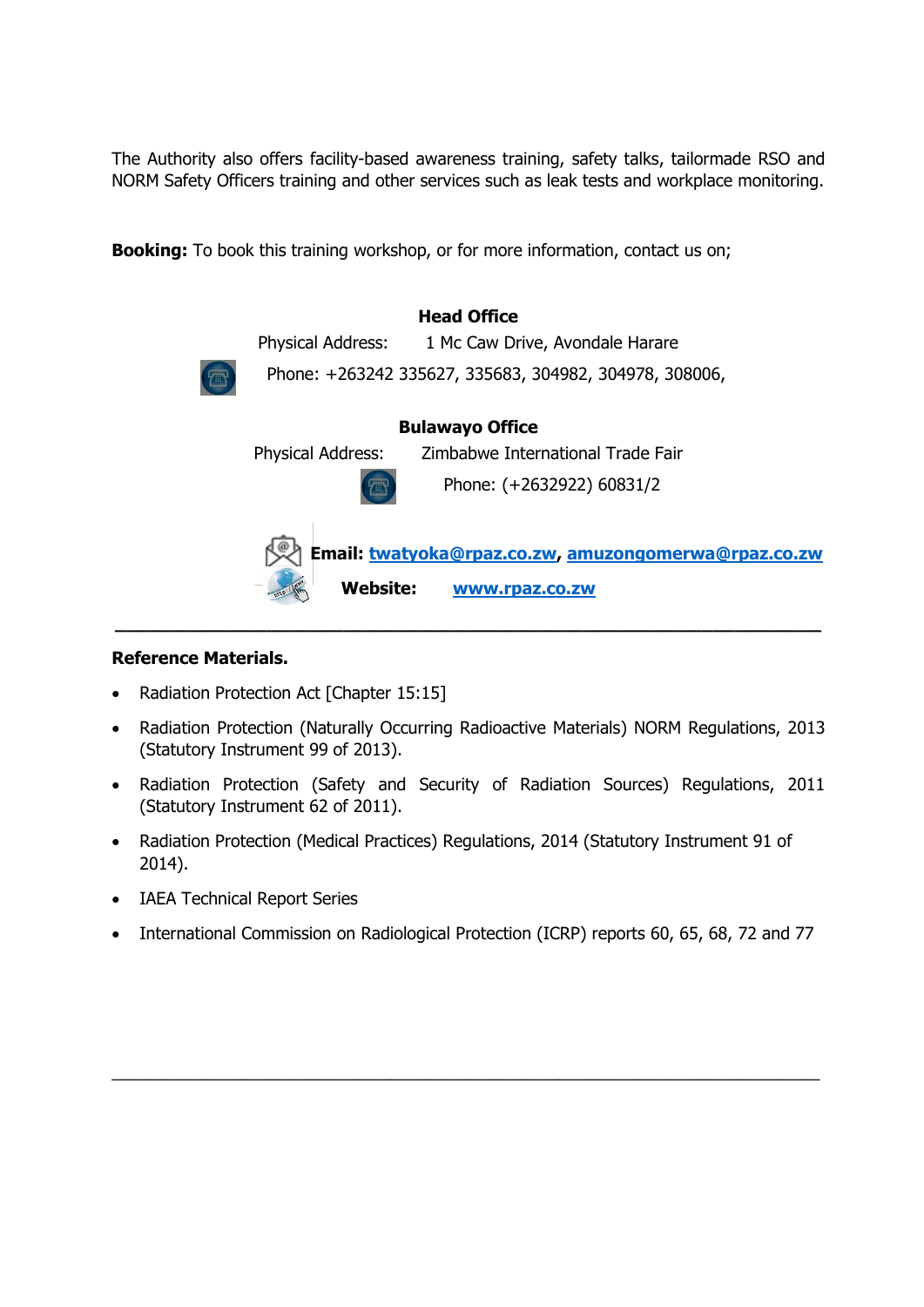The Authority also offers facility-based awareness training, safety talks, tailormade RSO and NORM Safety Officers training and other services such as leak tests and workplace monitoring.

**Booking:** To book this training workshop, or for more information, contact us on;

**Head Office**

Physical Address: 1 Mc Caw Drive, Avondale Harare

Phone: +263242 335627, 335683, 304982, 304978, 308006,

**Bulawayo Office**

Physical Address: Zimbabwe International Trade Fair

Phone: (+2632922) 60831/2

**Email:** twatyoka@rpaz.co.zw, amuzongomerwa@rpaz.co.zw

**Website:** www.rpaz.co.zw

---

**Reference Materials.**

- Radiation Protection Act [Chapter 15:15]
- Radiation Protection (Naturally Occurring Radioactive Materials) NORM Regulations, 2013 (Statutory Instrument 99 of 2013).
- Radiation Protection (Safety and Security of Radiation Sources) Regulations, 2011 (Statutory Instrument 62 of 2011).
- Radiation Protection (Medical Practices) Regulations, 2014 (Statutory Instrument 91 of 2014).
- IAEA Technical Report Series
- International Commission on Radiological Protection (ICRP) reports 60, 65, 68, 72 and 77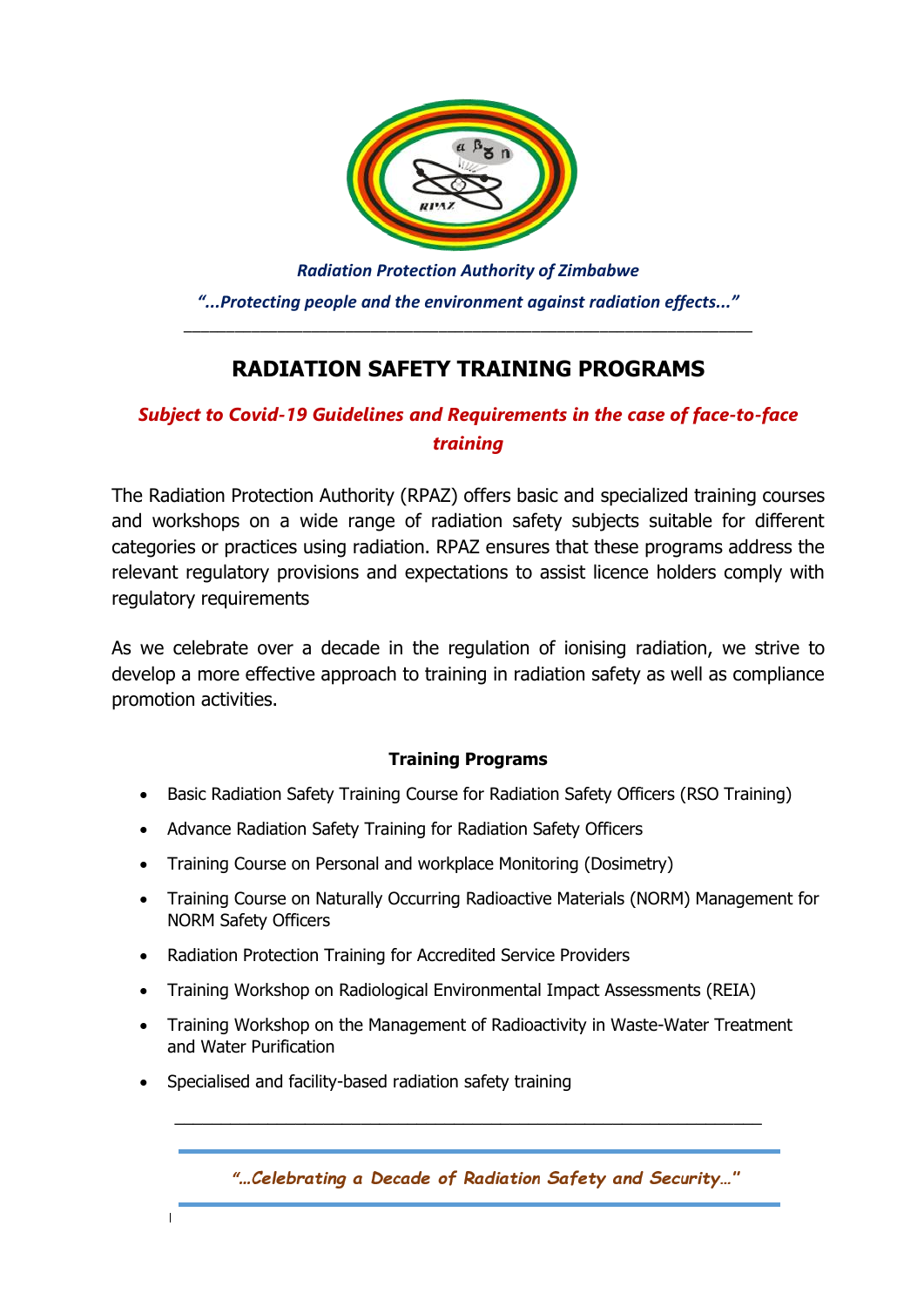*Radiation Protection Authority of Zimbabwe*

*"...Protecting people and the environment against radiation effects..."*

---

# RADIATION SAFETY TRAINING PROGRAMS

***Subject to Covid-19 Guidelines and Requirements in the case of face-to-face training***

The Radiation Protection Authority (RPAZ) offers basic and specialized training courses and workshops on a wide range of radiation safety subjects suitable for different categories or practices using radiation. RPAZ ensures that these programs address the relevant regulatory provisions and expectations to assist licence holders comply with regulatory requirements

As we celebrate over a decade in the regulation of ionising radiation, we strive to develop a more effective approach to training in radiation safety as well as compliance promotion activities.

**Training Programs**

- Basic Radiation Safety Training Course for Radiation Safety Officers (RSO Training)
- Advance Radiation Safety Training for Radiation Safety Officers
- Training Course on Personal and workplace Monitoring (Dosimetry)
- Training Course on Naturally Occurring Radioactive Materials (NORM) Management for NORM Safety Officers
- Radiation Protection Training for Accredited Service Providers
- Training Workshop on Radiological Environmental Impact Assessments (REIA)
- Training Workshop on the Management of Radioactivity in Waste-Water Treatment and Water Purification
- Specialised and facility-based radiation safety training

---

*"…Celebrating a Decade of Radiation Safety and Security…"*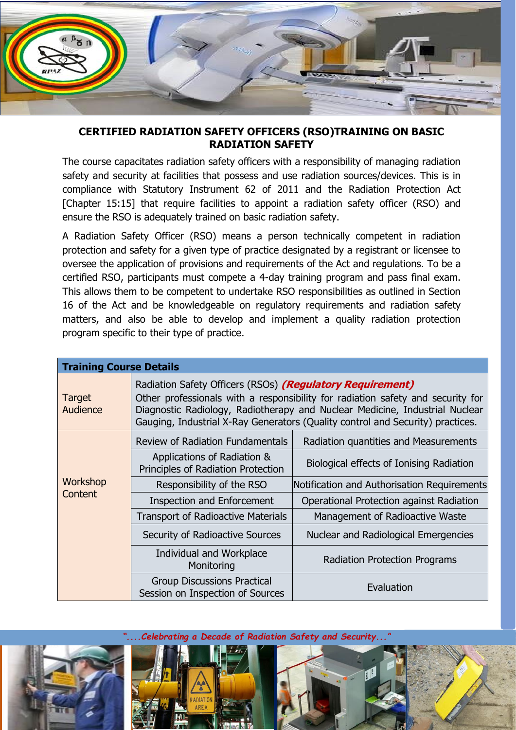## CERTIFIED RADIATION SAFETY OFFICERS (RSO)TRAINING ON BASIC RADIATION SAFETY

The course capacitates radiation safety officers with a responsibility of managing radiation safety and security at facilities that possess and use radiation sources/devices. This is in compliance with Statutory Instrument 62 of 2011 and the Radiation Protection Act [Chapter 15:15] that require facilities to appoint a radiation safety officer (RSO) and ensure the RSO is adequately trained on basic radiation safety.

A Radiation Safety Officer (RSO) means a person technically competent in radiation protection and safety for a given type of practice designated by a registrant or licensee to oversee the application of provisions and requirements of the Act and regulations. To be a certified RSO, participants must compete a 4-day training program and pass final exam. This allows them to be competent to undertake RSO responsibilities as outlined in Section 16 of the Act and be knowledgeable on regulatory requirements and radiation safety matters, and also be able to develop and implement a quality radiation protection program specific to their type of practice.

| **Training Course Details** | | |
|---|---|---|
| Target Audience | Radiation Safety Officers (RSOs) ***(Regulatory Requirement)***<br>Other professionals with a responsibility for radiation safety and security for Diagnostic Radiology, Radiotherapy and Nuclear Medicine, Industrial Nuclear Gauging, Industrial X-Ray Generators (Quality control and Security) practices. | |
| Workshop Content | Review of Radiation Fundamentals | Radiation quantities and Measurements |
| | Applications of Radiation & Principles of Radiation Protection | Biological effects of Ionising Radiation |
| | Responsibility of the RSO | Notification and Authorisation Requirements |
| | Inspection and Enforcement | Operational Protection against Radiation |
| | Transport of Radioactive Materials | Management of Radioactive Waste |
| | Security of Radioactive Sources | Nuclear and Radiological Emergencies |
| | Individual and Workplace Monitoring | Radiation Protection Programs |
| | Group Discussions Practical Session on Inspection of Sources | Evaluation |

*"....Celebrating a Decade of Radiation Safety and Security..."*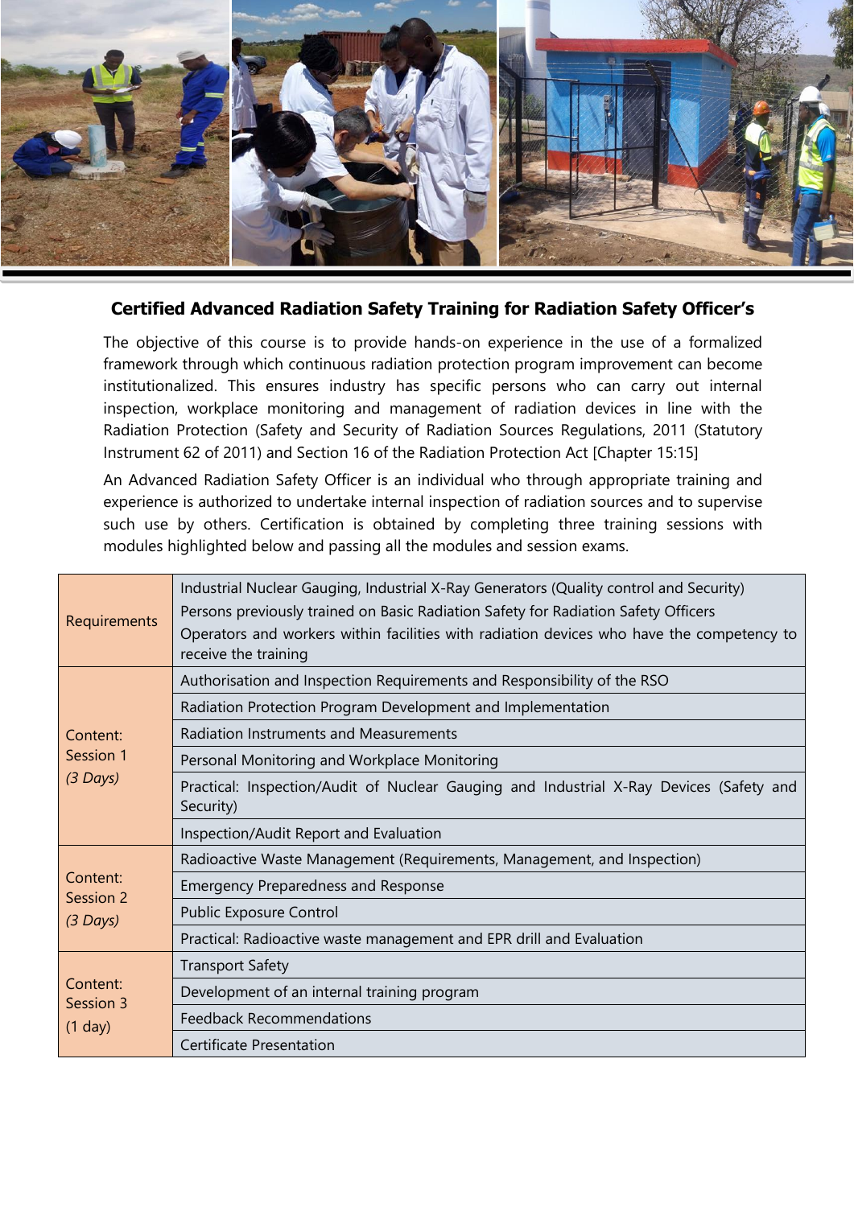## Certified Advanced Radiation Safety Training for Radiation Safety Officer's

The objective of this course is to provide hands-on experience in the use of a formalized framework through which continuous radiation protection program improvement can become institutionalized. This ensures industry has specific persons who can carry out internal inspection, workplace monitoring and management of radiation devices in line with the Radiation Protection (Safety and Security of Radiation Sources Regulations, 2011 (Statutory Instrument 62 of 2011) and Section 16 of the Radiation Protection Act [Chapter 15:15]

An Advanced Radiation Safety Officer is an individual who through appropriate training and experience is authorized to undertake internal inspection of radiation sources and to supervise such use by others. Certification is obtained by completing three training sessions with modules highlighted below and passing all the modules and session exams.

| | |
|---|---|
| Requirements | Industrial Nuclear Gauging, Industrial X-Ray Generators (Quality control and Security)<br>Persons previously trained on Basic Radiation Safety for Radiation Safety Officers<br>Operators and workers within facilities with radiation devices who have the competency to receive the training |
| Content: Session 1 *(3 Days)* | Authorisation and Inspection Requirements and Responsibility of the RSO |
| | Radiation Protection Program Development and Implementation |
| | Radiation Instruments and Measurements |
| | Personal Monitoring and Workplace Monitoring |
| | Practical: Inspection/Audit of Nuclear Gauging and Industrial X-Ray Devices (Safety and Security) |
| | Inspection/Audit Report and Evaluation |
| Content: Session 2 *(3 Days)* | Radioactive Waste Management (Requirements, Management, and Inspection) |
| | Emergency Preparedness and Response |
| | Public Exposure Control |
| | Practical: Radioactive waste management and EPR drill and Evaluation |
| Content: Session 3 (1 day) | Transport Safety |
| | Development of an internal training program |
| | Feedback Recommendations |
| | Certificate Presentation |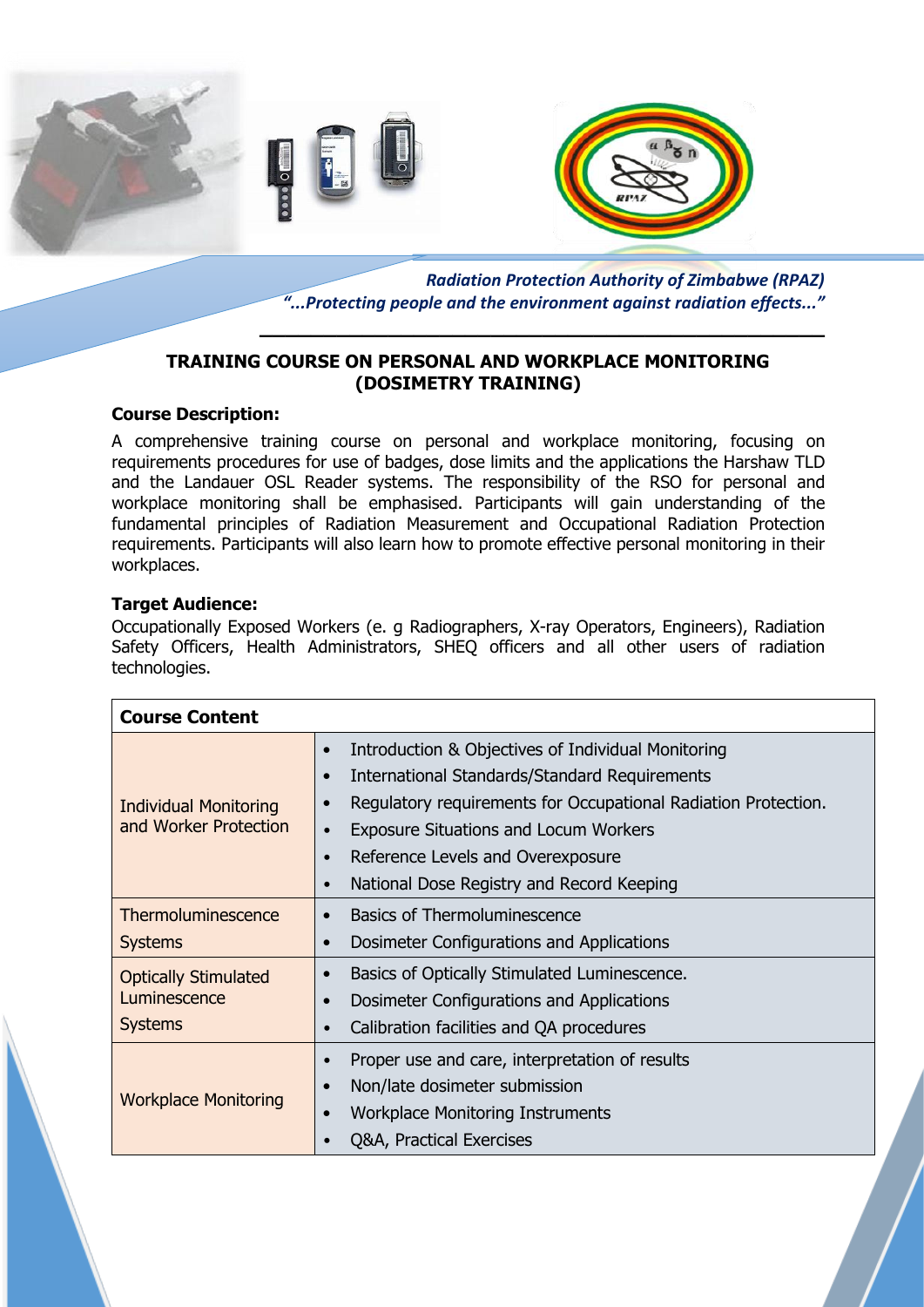*Radiation Protection Authority of Zimbabwe (RPAZ)*
*"...Protecting people and the environment against radiation effects..."*

## TRAINING COURSE ON PERSONAL AND WORKPLACE MONITORING (DOSIMETRY TRAINING)

**Course Description:**

A comprehensive training course on personal and workplace monitoring, focusing on requirements procedures for use of badges, dose limits and the applications the Harshaw TLD and the Landauer OSL Reader systems. The responsibility of the RSO for personal and workplace monitoring shall be emphasised. Participants will gain understanding of the fundamental principles of Radiation Measurement and Occupational Radiation Protection requirements. Participants will also learn how to promote effective personal monitoring in their workplaces.

**Target Audience:**

Occupationally Exposed Workers (e. g Radiographers, X-ray Operators, Engineers), Radiation Safety Officers, Health Administrators, SHEQ officers and all other users of radiation technologies.

| **Course Content** | |
|---|---|
| Individual Monitoring and Worker Protection | • Introduction & Objectives of Individual Monitoring<br>• International Standards/Standard Requirements<br>• Regulatory requirements for Occupational Radiation Protection.<br>• Exposure Situations and Locum Workers<br>• Reference Levels and Overexposure<br>• National Dose Registry and Record Keeping |
| Thermoluminescence Systems | • Basics of Thermoluminescence<br>• Dosimeter Configurations and Applications |
| Optically Stimulated Luminescence Systems | • Basics of Optically Stimulated Luminescence.<br>• Dosimeter Configurations and Applications<br>• Calibration facilities and QA procedures |
| Workplace Monitoring | • Proper use and care, interpretation of results<br>• Non/late dosimeter submission<br>• Workplace Monitoring Instruments<br>• Q&A, Practical Exercises |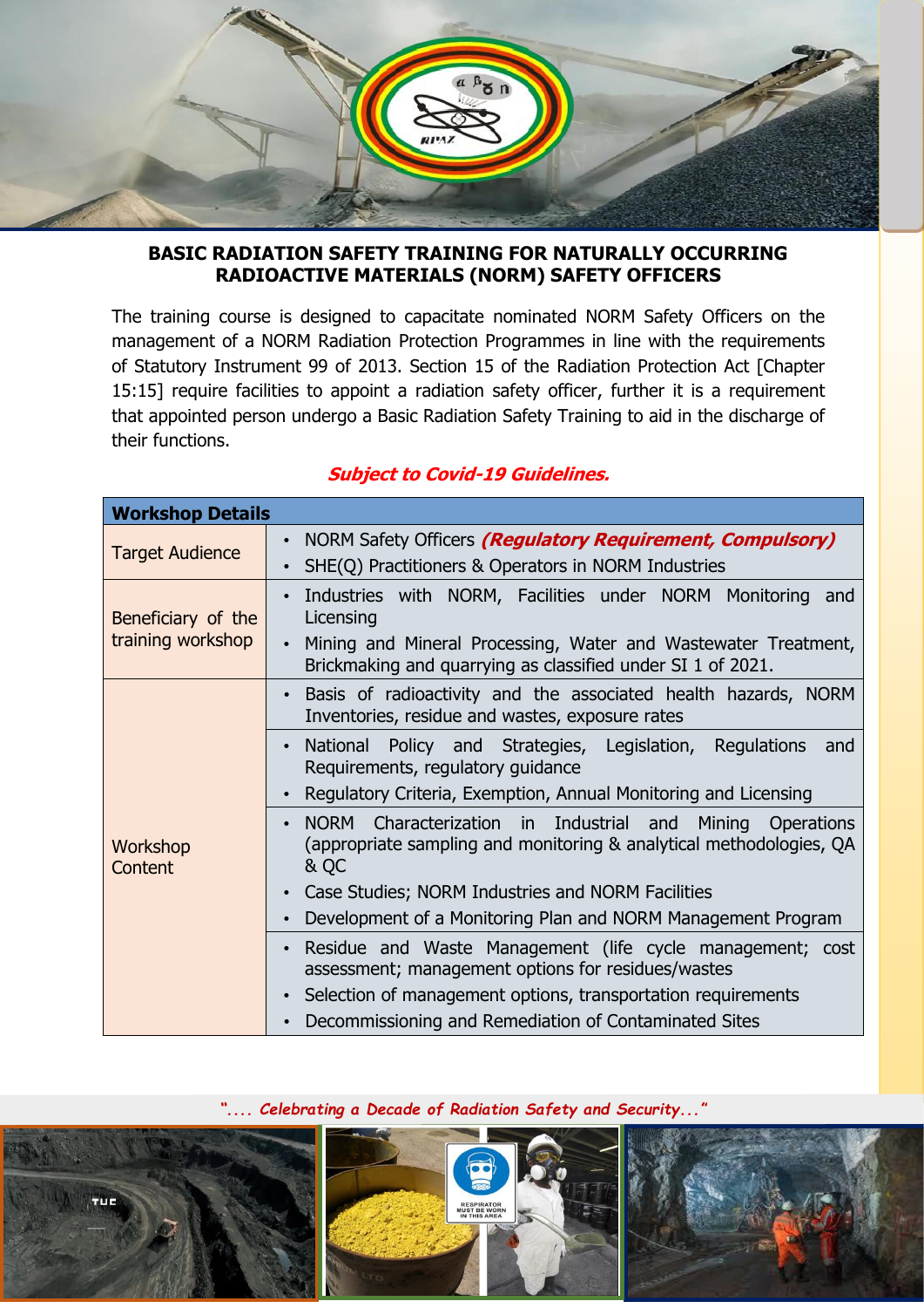## BASIC RADIATION SAFETY TRAINING FOR NATURALLY OCCURRING RADIOACTIVE MATERIALS (NORM) SAFETY OFFICERS

The training course is designed to capacitate nominated NORM Safety Officers on the management of a NORM Radiation Protection Programmes in line with the requirements of Statutory Instrument 99 of 2013. Section 15 of the Radiation Protection Act [Chapter 15:15] require facilities to appoint a radiation safety officer, further it is a requirement that appointed person undergo a Basic Radiation Safety Training to aid in the discharge of their functions.

***Subject to Covid-19 Guidelines.***

| **Workshop Details** | |
|---|---|
| Target Audience | • NORM Safety Officers ***(Regulatory Requirement, Compulsory)***<br>• SHE(Q) Practitioners & Operators in NORM Industries |
| Beneficiary of the training workshop | • Industries with NORM, Facilities under NORM Monitoring and Licensing<br>• Mining and Mineral Processing, Water and Wastewater Treatment, Brickmaking and quarrying as classified under SI 1 of 2021. |
| Workshop Content | • Basis of radioactivity and the associated health hazards, NORM Inventories, residue and wastes, exposure rates |
| | • National Policy and Strategies, Legislation, Regulations and Requirements, regulatory guidance<br>• Regulatory Criteria, Exemption, Annual Monitoring and Licensing |
| | • NORM Characterization in Industrial and Mining Operations (appropriate sampling and monitoring & analytical methodologies, QA & QC<br>• Case Studies; NORM Industries and NORM Facilities<br>• Development of a Monitoring Plan and NORM Management Program |
| | • Residue and Waste Management (life cycle management; cost assessment; management options for residues/wastes<br>• Selection of management options, transportation requirements<br>• Decommissioning and Remediation of Contaminated Sites |

*".... Celebrating a Decade of Radiation Safety and Security..."*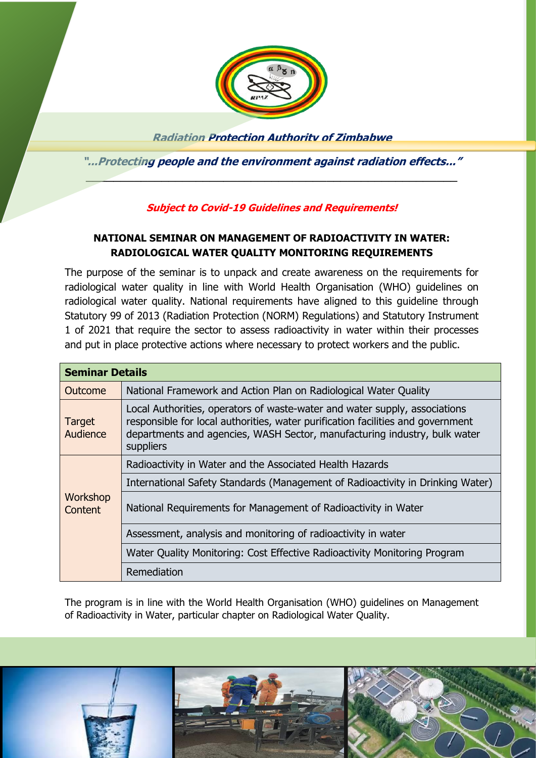***Radiation Protection Authority of Zimbabwe***

***"...Protecting people and the environment against radiation effects..."***

***Subject to Covid-19 Guidelines and Requirements!***

**NATIONAL SEMINAR ON MANAGEMENT OF RADIOACTIVITY IN WATER: RADIOLOGICAL WATER QUALITY MONITORING REQUIREMENTS**

The purpose of the seminar is to unpack and create awareness on the requirements for radiological water quality in line with World Health Organisation (WHO) guidelines on radiological water quality. National requirements have aligned to this guideline through Statutory 99 of 2013 (Radiation Protection (NORM) Regulations) and Statutory Instrument 1 of 2021 that require the sector to assess radioactivity in water within their processes and put in place protective actions where necessary to protect workers and the public.

| **Seminar Details** | |
|---|---|
| Outcome | National Framework and Action Plan on Radiological Water Quality |
| Target Audience | Local Authorities, operators of waste-water and water supply, associations responsible for local authorities, water purification facilities and government departments and agencies, WASH Sector, manufacturing industry, bulk water suppliers |
| Workshop Content | Radioactivity in Water and the Associated Health Hazards |
| | International Safety Standards (Management of Radioactivity in Drinking Water) |
| | National Requirements for Management of Radioactivity in Water |
| | Assessment, analysis and monitoring of radioactivity in water |
| | Water Quality Monitoring: Cost Effective Radioactivity Monitoring Program |
| | Remediation |

The program is in line with the World Health Organisation (WHO) guidelines on Management of Radioactivity in Water, particular chapter on Radiological Water Quality.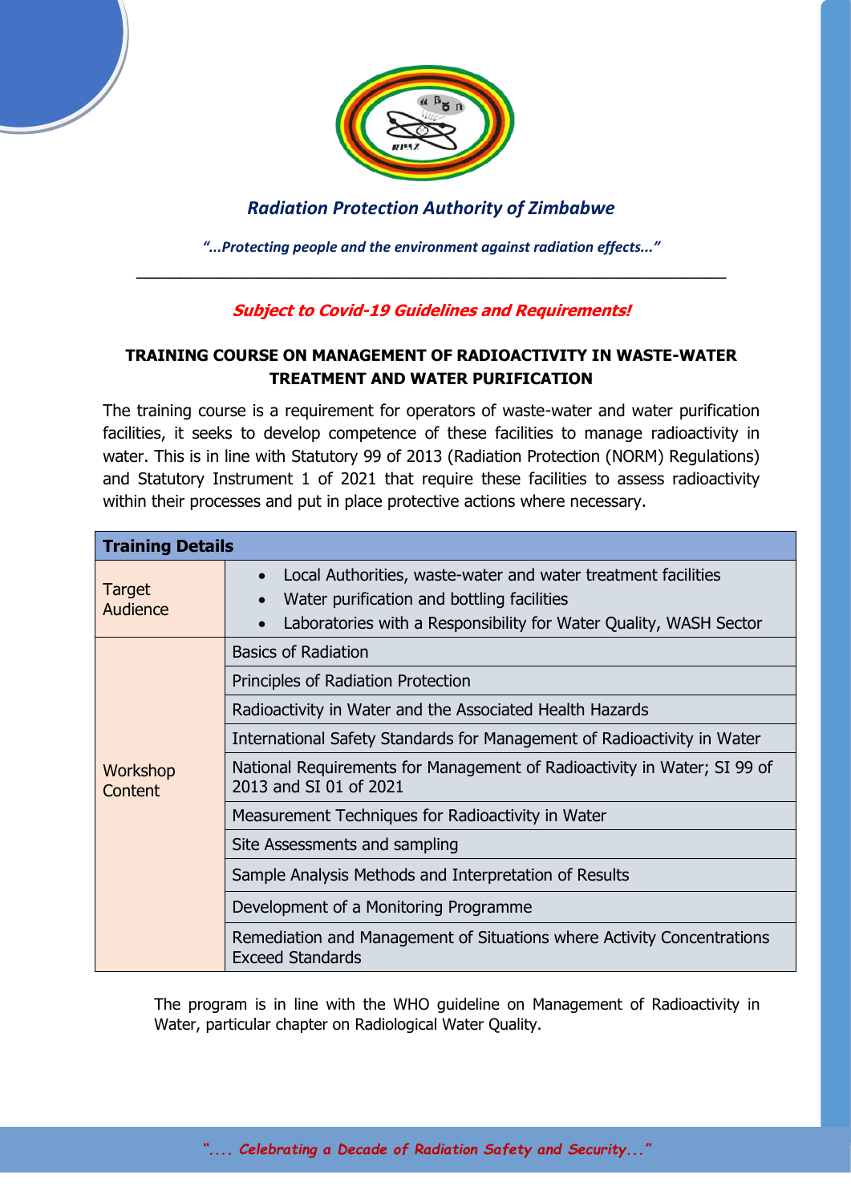*Radiation Protection Authority of Zimbabwe*

*"...Protecting people and the environment against radiation effects..."*

---

***Subject to Covid-19 Guidelines and Requirements!***

## TRAINING COURSE ON MANAGEMENT OF RADIOACTIVITY IN WASTE-WATER TREATMENT AND WATER PURIFICATION

The training course is a requirement for operators of waste-water and water purification facilities, it seeks to develop competence of these facilities to manage radioactivity in water. This is in line with Statutory 99 of 2013 (Radiation Protection (NORM) Regulations) and Statutory Instrument 1 of 2021 that require these facilities to assess radioactivity within their processes and put in place protective actions where necessary.

| **Training Details** | |
|---|---|
| Target Audience | • Local Authorities, waste-water and water treatment facilities<br>• Water purification and bottling facilities<br>• Laboratories with a Responsibility for Water Quality, WASH Sector |
| Workshop Content | Basics of Radiation |
| | Principles of Radiation Protection |
| | Radioactivity in Water and the Associated Health Hazards |
| | International Safety Standards for Management of Radioactivity in Water |
| | National Requirements for Management of Radioactivity in Water; SI 99 of 2013 and SI 01 of 2021 |
| | Measurement Techniques for Radioactivity in Water |
| | Site Assessments and sampling |
| | Sample Analysis Methods and Interpretation of Results |
| | Development of a Monitoring Programme |
| | Remediation and Management of Situations where Activity Concentrations Exceed Standards |

The program is in line with the WHO guideline on Management of Radioactivity in Water, particular chapter on Radiological Water Quality.

*".... Celebrating a Decade of Radiation Safety and Security..."*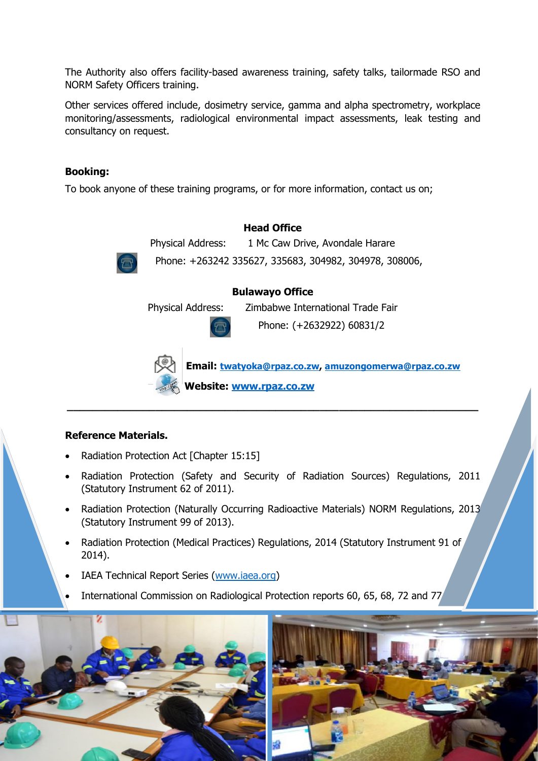The Authority also offers facility-based awareness training, safety talks, tailormade RSO and NORM Safety Officers training.

Other services offered include, dosimetry service, gamma and alpha spectrometry, workplace monitoring/assessments, radiological environmental impact assessments, leak testing and consultancy on request.

**Booking:**

To book anyone of these training programs, or for more information, contact us on;

**Head Office**

Physical Address: 1 Mc Caw Drive, Avondale Harare

Phone: +263242 335627, 335683, 304982, 304978, 308006,

**Bulawayo Office**

Physical Address: Zimbabwe International Trade Fair

Phone: (+2632922) 60831/2

**Email:** twatyoka@rpaz.co.zw, amuzongomerwa@rpaz.co.zw

**Website:** www.rpaz.co.zw

---

**Reference Materials.**

- Radiation Protection Act [Chapter 15:15]
- Radiation Protection (Safety and Security of Radiation Sources) Regulations, 2011 (Statutory Instrument 62 of 2011).
- Radiation Protection (Naturally Occurring Radioactive Materials) NORM Regulations, 2013 (Statutory Instrument 99 of 2013).
- Radiation Protection (Medical Practices) Regulations, 2014 (Statutory Instrument 91 of 2014).
- IAEA Technical Report Series (www.iaea.org)
- International Commission on Radiological Protection reports 60, 65, 68, 72 and 77